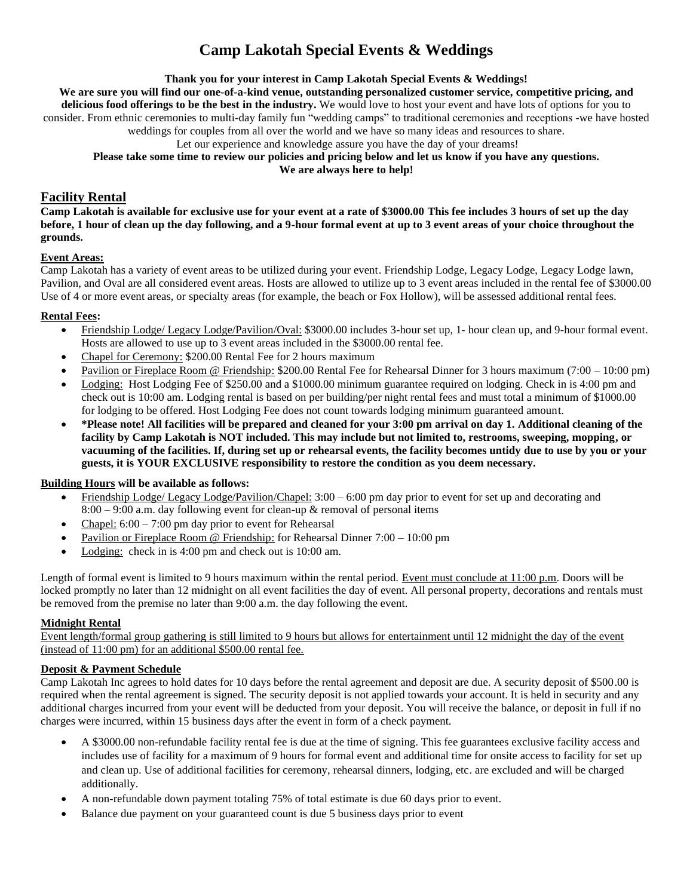# Camp Lakotah Special Events & Weddings

**Thank you for your interest in Camp Lakotah Special Events & Weddings!**

**We are sure you will find our one-of-a-kind venue, outstanding personalized customer service, competitive pricing, and delicious food offerings to be the best in the industry.** We would love to host your event and have lots of options for you to consider. From ethnic ceremonies to multi-day family fun "wedding camps" to traditional ceremonies and receptions -we have hosted weddings for couples from all over the world and we have so many ideas and resources to share.

Let our experience and knowledge assure you have the day of your dreams!

**Please take some time to review our policies and pricing below and let us know if you have any questions.**
**We are always here to help!**

## Facility Rental

**Camp Lakotah is available for exclusive use for your event at a rate of $3000.00 This fee includes 3 hours of set up the day before, 1 hour of clean up the day following, and a 9-hour formal event at up to 3 event areas of your choice throughout the grounds.**

### Event Areas:

Camp Lakotah has a variety of event areas to be utilized during your event. Friendship Lodge, Legacy Lodge, Legacy Lodge lawn, Pavilion, and Oval are all considered event areas. Hosts are allowed to utilize up to 3 event areas included in the rental fee of $3000.00 Use of 4 or more event areas, or specialty areas (for example, the beach or Fox Hollow), will be assessed additional rental fees.

### Rental Fees:

- Friendship Lodge/ Legacy Lodge/Pavilion/Oval: $3000.00 includes 3-hour set up, 1- hour clean up, and 9-hour formal event. Hosts are allowed to use up to 3 event areas included in the $3000.00 rental fee.
- Chapel for Ceremony: $200.00 Rental Fee for 2 hours maximum
- Pavilion or Fireplace Room @ Friendship: $200.00 Rental Fee for Rehearsal Dinner for 3 hours maximum (7:00 – 10:00 pm)
- Lodging: Host Lodging Fee of $250.00 and a $1000.00 minimum guarantee required on lodging. Check in is 4:00 pm and check out is 10:00 am. Lodging rental is based on per building/per night rental fees and must total a minimum of $1000.00 for lodging to be offered. Host Lodging Fee does not count towards lodging minimum guaranteed amount.
- **\*Please note! All facilities will be prepared and cleaned for your 3:00 pm arrival on day 1. Additional cleaning of the facility by Camp Lakotah is NOT included. This may include but not limited to, restrooms, sweeping, mopping, or vacuuming of the facilities. If, during set up or rehearsal events, the facility becomes untidy due to use by you or your guests, it is YOUR EXCLUSIVE responsibility to restore the condition as you deem necessary.**

### Building Hours will be available as follows:

- Friendship Lodge/ Legacy Lodge/Pavilion/Chapel: 3:00 – 6:00 pm day prior to event for set up and decorating and 8:00 – 9:00 a.m. day following event for clean-up & removal of personal items
- Chapel: 6:00 – 7:00 pm day prior to event for Rehearsal
- Pavilion or Fireplace Room @ Friendship: for Rehearsal Dinner 7:00 – 10:00 pm
- Lodging: check in is 4:00 pm and check out is 10:00 am.

Length of formal event is limited to 9 hours maximum within the rental period. Event must conclude at 11:00 p.m. Doors will be locked promptly no later than 12 midnight on all event facilities the day of event. All personal property, decorations and rentals must be removed from the premise no later than 9:00 a.m. the day following the event.

### Midnight Rental

Event length/formal group gathering is still limited to 9 hours but allows for entertainment until 12 midnight the day of the event (instead of 11:00 pm) for an additional $500.00 rental fee.

### Deposit & Payment Schedule

Camp Lakotah Inc agrees to hold dates for 10 days before the rental agreement and deposit are due. A security deposit of $500.00 is required when the rental agreement is signed. The security deposit is not applied towards your account. It is held in security and any additional charges incurred from your event will be deducted from your deposit. You will receive the balance, or deposit in full if no charges were incurred, within 15 business days after the event in form of a check payment.

- A $3000.00 non-refundable facility rental fee is due at the time of signing. This fee guarantees exclusive facility access and includes use of facility for a maximum of 9 hours for formal event and additional time for onsite access to facility for set up and clean up. Use of additional facilities for ceremony, rehearsal dinners, lodging, etc. are excluded and will be charged additionally.
- A non-refundable down payment totaling 75% of total estimate is due 60 days prior to event.
- Balance due payment on your guaranteed count is due 5 business days prior to event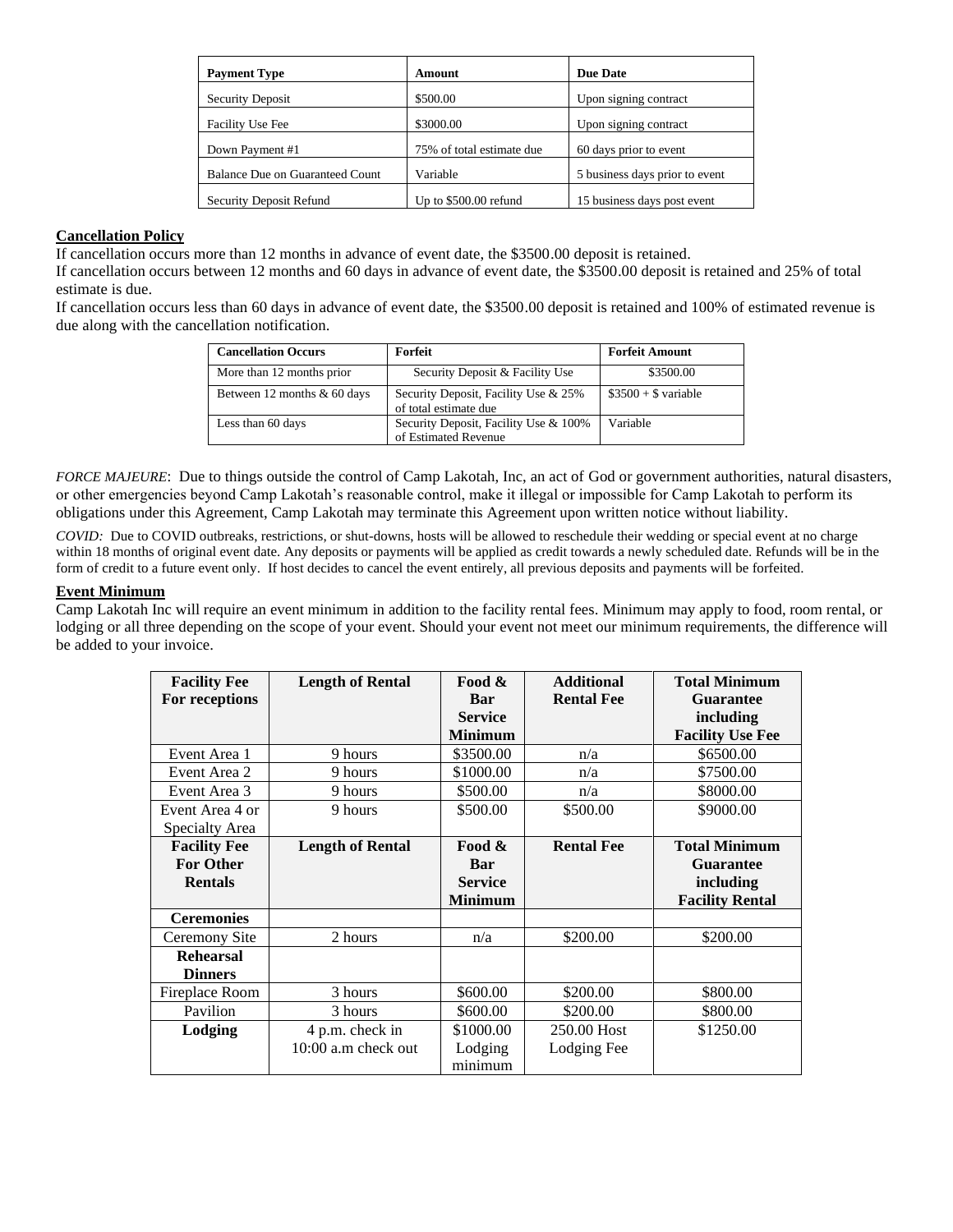| Payment Type | Amount | Due Date |
|---|---|---|
| Security Deposit | $500.00 | Upon signing contract |
| Facility Use Fee | $3000.00 | Upon signing contract |
| Down Payment #1 | 75% of total estimate due | 60 days prior to event |
| Balance Due on Guaranteed Count | Variable | 5 business days prior to event |
| Security Deposit Refund | Up to $500.00 refund | 15 business days post event |

**Cancellation Policy**

If cancellation occurs more than 12 months in advance of event date, the $3500.00 deposit is retained.
If cancellation occurs between 12 months and 60 days in advance of event date, the $3500.00 deposit is retained and 25% of total estimate is due.
If cancellation occurs less than 60 days in advance of event date, the $3500.00 deposit is retained and 100% of estimated revenue is due along with the cancellation notification.

| Cancellation Occurs | Forfeit | Forfeit Amount |
|---|---|---|
| More than 12 months prior | Security Deposit & Facility Use | $3500.00 |
| Between 12 months & 60 days | Security Deposit, Facility Use & 25% of total estimate due | $3500 + $ variable |
| Less than 60 days | Security Deposit, Facility Use & 100% of Estimated Revenue | Variable |

*FORCE MAJEURE*: Due to things outside the control of Camp Lakotah, Inc, an act of God or government authorities, natural disasters, or other emergencies beyond Camp Lakotah's reasonable control, make it illegal or impossible for Camp Lakotah to perform its obligations under this Agreement, Camp Lakotah may terminate this Agreement upon written notice without liability.

*COVID:* Due to COVID outbreaks, restrictions, or shut-downs, hosts will be allowed to reschedule their wedding or special event at no charge within 18 months of original event date. Any deposits or payments will be applied as credit towards a newly scheduled date. Refunds will be in the form of credit to a future event only. If host decides to cancel the event entirely, all previous deposits and payments will be forfeited.

**Event Minimum**

Camp Lakotah Inc will require an event minimum in addition to the facility rental fees. Minimum may apply to food, room rental, or lodging or all three depending on the scope of your event. Should your event not meet our minimum requirements, the difference will be added to your invoice.

| Facility Fee For receptions | Length of Rental | Food & Bar Service Minimum | Additional Rental Fee | Total Minimum Guarantee including Facility Use Fee |
|---|---|---|---|---|
| Event Area 1 | 9 hours | $3500.00 | n/a | $6500.00 |
| Event Area 2 | 9 hours | $1000.00 | n/a | $7500.00 |
| Event Area 3 | 9 hours | $500.00 | n/a | $8000.00 |
| Event Area 4 or Specialty Area | 9 hours | $500.00 | $500.00 | $9000.00 |
| **Facility Fee For Other Rentals** | **Length of Rental** | **Food & Bar Service Minimum** | **Rental Fee** | **Total Minimum Guarantee including Facility Rental** |
| **Ceremonies** | | | | |
| Ceremony Site | 2 hours | n/a | $200.00 | $200.00 |
| **Rehearsal Dinners** | | | | |
| Fireplace Room | 3 hours | $600.00 | $200.00 | $800.00 |
| Pavilion | 3 hours | $600.00 | $200.00 | $800.00 |
| **Lodging** | 4 p.m. check in 10:00 a.m check out | $1000.00 Lodging minimum | 250.00 Host Lodging Fee | $1250.00 |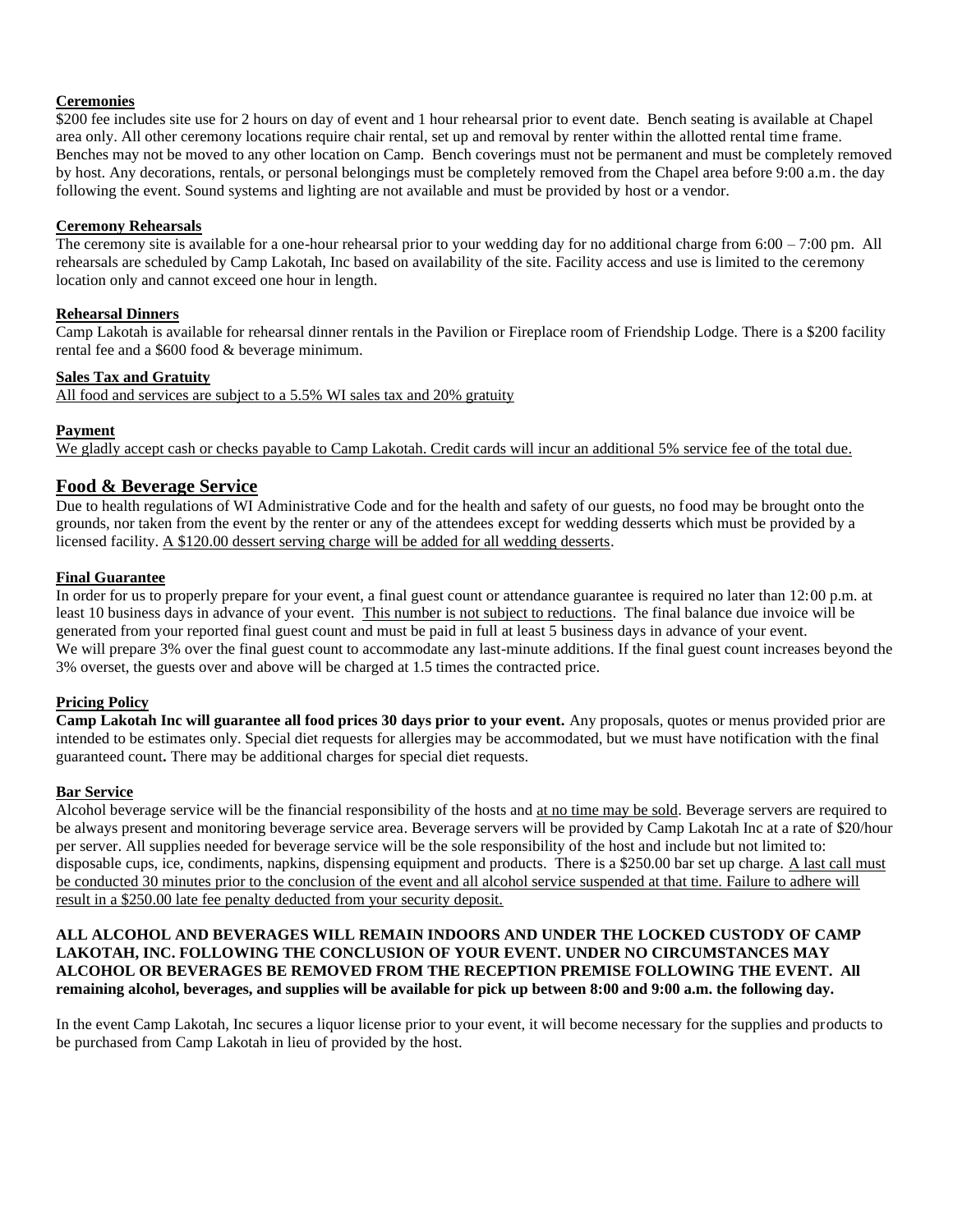**Ceremonies**

$200 fee includes site use for 2 hours on day of event and 1 hour rehearsal prior to event date. Bench seating is available at Chapel area only. All other ceremony locations require chair rental, set up and removal by renter within the allotted rental time frame. Benches may not be moved to any other location on Camp. Bench coverings must not be permanent and must be completely removed by host. Any decorations, rentals, or personal belongings must be completely removed from the Chapel area before 9:00 a.m. the day following the event. Sound systems and lighting are not available and must be provided by host or a vendor.

**Ceremony Rehearsals**

The ceremony site is available for a one-hour rehearsal prior to your wedding day for no additional charge from 6:00 – 7:00 pm. All rehearsals are scheduled by Camp Lakotah, Inc based on availability of the site. Facility access and use is limited to the ceremony location only and cannot exceed one hour in length.

**Rehearsal Dinners**

Camp Lakotah is available for rehearsal dinner rentals in the Pavilion or Fireplace room of Friendship Lodge. There is a $200 facility rental fee and a $600 food & beverage minimum.

**Sales Tax and Gratuity**

All food and services are subject to a 5.5% WI sales tax and 20% gratuity

**Payment**

We gladly accept cash or checks payable to Camp Lakotah. Credit cards will incur an additional 5% service fee of the total due.

## Food & Beverage Service

Due to health regulations of WI Administrative Code and for the health and safety of our guests, no food may be brought onto the grounds, nor taken from the event by the renter or any of the attendees except for wedding desserts which must be provided by a licensed facility. A $120.00 dessert serving charge will be added for all wedding desserts.

**Final Guarantee**

In order for us to properly prepare for your event, a final guest count or attendance guarantee is required no later than 12:00 p.m. at least 10 business days in advance of your event. This number is not subject to reductions. The final balance due invoice will be generated from your reported final guest count and must be paid in full at least 5 business days in advance of your event. We will prepare 3% over the final guest count to accommodate any last-minute additions. If the final guest count increases beyond the 3% overset, the guests over and above will be charged at 1.5 times the contracted price.

**Pricing Policy**

**Camp Lakotah Inc will guarantee all food prices 30 days prior to your event.** Any proposals, quotes or menus provided prior are intended to be estimates only. Special diet requests for allergies may be accommodated, but we must have notification with the final guaranteed count**.** There may be additional charges for special diet requests.

**Bar Service**

Alcohol beverage service will be the financial responsibility of the hosts and at no time may be sold. Beverage servers are required to be always present and monitoring beverage service area. Beverage servers will be provided by Camp Lakotah Inc at a rate of $20/hour per server. All supplies needed for beverage service will be the sole responsibility of the host and include but not limited to: disposable cups, ice, condiments, napkins, dispensing equipment and products. There is a $250.00 bar set up charge. A last call must be conducted 30 minutes prior to the conclusion of the event and all alcohol service suspended at that time. Failure to adhere will result in a $250.00 late fee penalty deducted from your security deposit.

**ALL ALCOHOL AND BEVERAGES WILL REMAIN INDOORS AND UNDER THE LOCKED CUSTODY OF CAMP LAKOTAH, INC. FOLLOWING THE CONCLUSION OF YOUR EVENT. UNDER NO CIRCUMSTANCES MAY ALCOHOL OR BEVERAGES BE REMOVED FROM THE RECEPTION PREMISE FOLLOWING THE EVENT. All remaining alcohol, beverages, and supplies will be available for pick up between 8:00 and 9:00 a.m. the following day.**

In the event Camp Lakotah, Inc secures a liquor license prior to your event, it will become necessary for the supplies and products to be purchased from Camp Lakotah in lieu of provided by the host.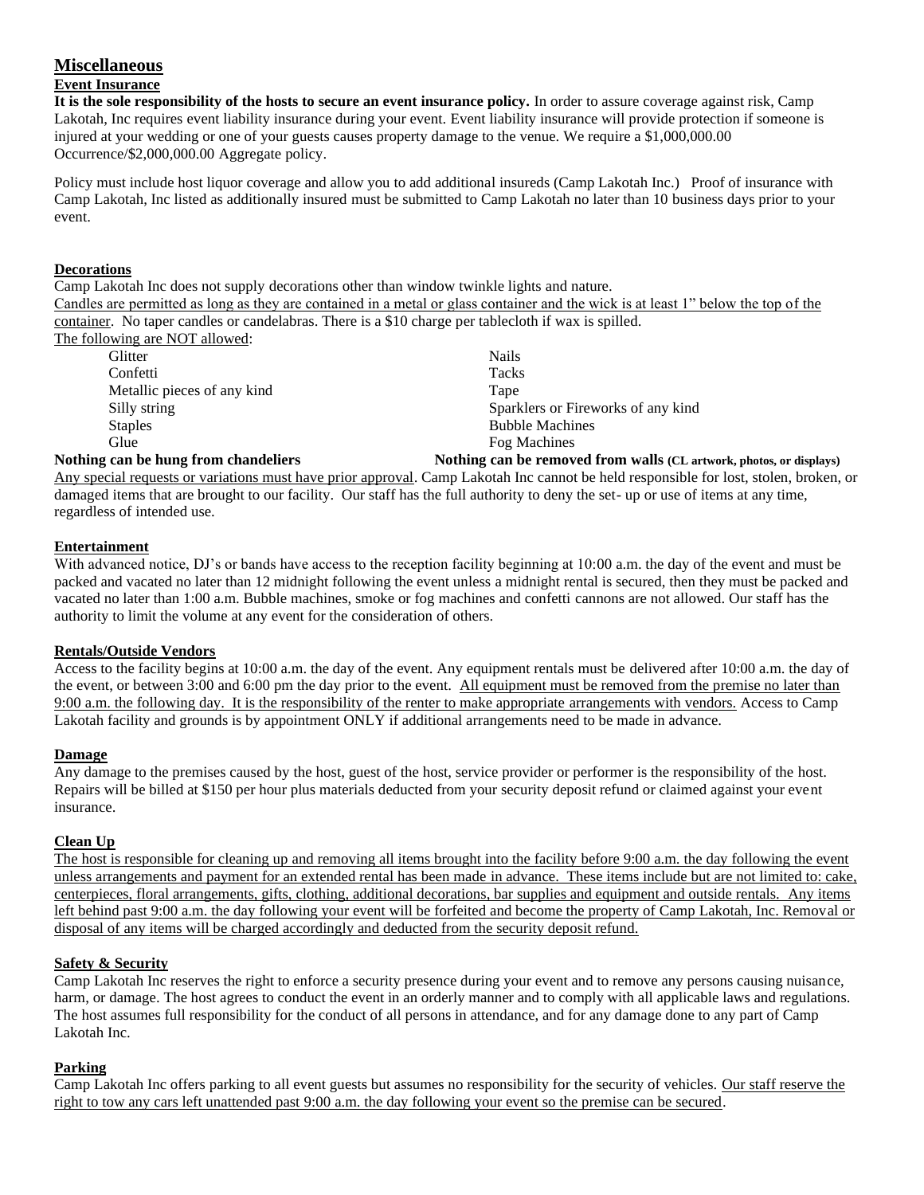# Miscellaneous

## Event Insurance

**It is the sole responsibility of the hosts to secure an event insurance policy.** In order to assure coverage against risk, Camp Lakotah, Inc requires event liability insurance during your event. Event liability insurance will provide protection if someone is injured at your wedding or one of your guests causes property damage to the venue. We require a $1,000,000.00 Occurrence/$2,000,000.00 Aggregate policy.

Policy must include host liquor coverage and allow you to add additional insureds (Camp Lakotah Inc.) Proof of insurance with Camp Lakotah, Inc listed as additionally insured must be submitted to Camp Lakotah no later than 10 business days prior to your event.

## Decorations

Camp Lakotah Inc does not supply decorations other than window twinkle lights and nature.

Candles are permitted as long as they are contained in a metal or glass container and the wick is at least 1" below the top of the container. No taper candles or candelabras. There is a $10 charge per tablecloth if wax is spilled.

The following are NOT allowed:

- Glitter
- Confetti
- Metallic pieces of any kind
- Silly string
- Staples
- Glue
- Nails
- Tacks
- Tape
- Sparklers or Fireworks of any kind
- Bubble Machines
- Fog Machines

**Nothing can be hung from chandeliers**

**Nothing can be removed from walls (CL artwork, photos, or displays)**

Any special requests or variations must have prior approval. Camp Lakotah Inc cannot be held responsible for lost, stolen, broken, or damaged items that are brought to our facility. Our staff has the full authority to deny the set- up or use of items at any time, regardless of intended use.

## Entertainment

With advanced notice, DJ's or bands have access to the reception facility beginning at 10:00 a.m. the day of the event and must be packed and vacated no later than 12 midnight following the event unless a midnight rental is secured, then they must be packed and vacated no later than 1:00 a.m. Bubble machines, smoke or fog machines and confetti cannons are not allowed. Our staff has the authority to limit the volume at any event for the consideration of others.

## Rentals/Outside Vendors

Access to the facility begins at 10:00 a.m. the day of the event. Any equipment rentals must be delivered after 10:00 a.m. the day of the event, or between 3:00 and 6:00 pm the day prior to the event. All equipment must be removed from the premise no later than 9:00 a.m. the following day. It is the responsibility of the renter to make appropriate arrangements with vendors. Access to Camp Lakotah facility and grounds is by appointment ONLY if additional arrangements need to be made in advance.

## Damage

Any damage to the premises caused by the host, guest of the host, service provider or performer is the responsibility of the host. Repairs will be billed at $150 per hour plus materials deducted from your security deposit refund or claimed against your event insurance.

## Clean Up

The host is responsible for cleaning up and removing all items brought into the facility before 9:00 a.m. the day following the event unless arrangements and payment for an extended rental has been made in advance. These items include but are not limited to: cake, centerpieces, floral arrangements, gifts, clothing, additional decorations, bar supplies and equipment and outside rentals. Any items left behind past 9:00 a.m. the day following your event will be forfeited and become the property of Camp Lakotah, Inc. Removal or disposal of any items will be charged accordingly and deducted from the security deposit refund.

## Safety & Security

Camp Lakotah Inc reserves the right to enforce a security presence during your event and to remove any persons causing nuisance, harm, or damage. The host agrees to conduct the event in an orderly manner and to comply with all applicable laws and regulations. The host assumes full responsibility for the conduct of all persons in attendance, and for any damage done to any part of Camp Lakotah Inc.

## Parking

Camp Lakotah Inc offers parking to all event guests but assumes no responsibility for the security of vehicles. Our staff reserve the right to tow any cars left unattended past 9:00 a.m. the day following your event so the premise can be secured.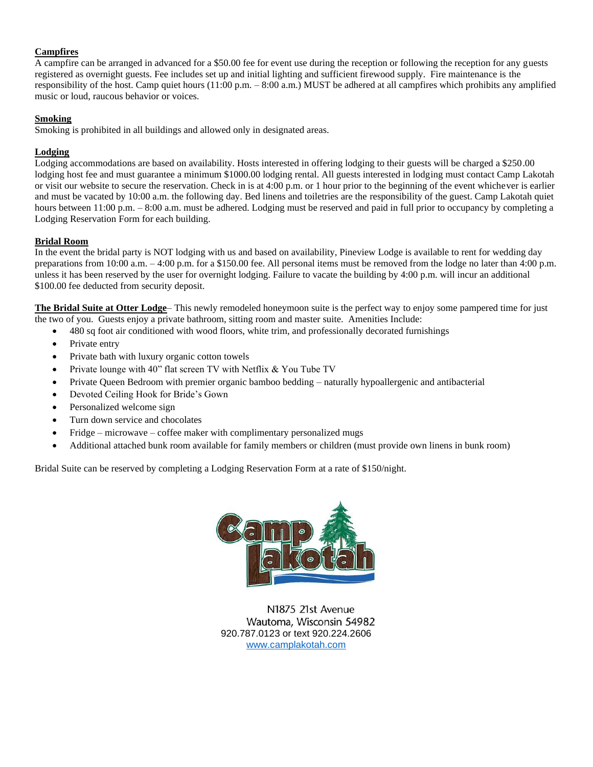**Campfires**

A campfire can be arranged in advanced for a $50.00 fee for event use during the reception or following the reception for any guests registered as overnight guests. Fee includes set up and initial lighting and sufficient firewood supply. Fire maintenance is the responsibility of the host. Camp quiet hours (11:00 p.m. – 8:00 a.m.) MUST be adhered at all campfires which prohibits any amplified music or loud, raucous behavior or voices.

**Smoking**

Smoking is prohibited in all buildings and allowed only in designated areas.

**Lodging**

Lodging accommodations are based on availability. Hosts interested in offering lodging to their guests will be charged a $250.00 lodging host fee and must guarantee a minimum $1000.00 lodging rental. All guests interested in lodging must contact Camp Lakotah or visit our website to secure the reservation. Check in is at 4:00 p.m. or 1 hour prior to the beginning of the event whichever is earlier and must be vacated by 10:00 a.m. the following day. Bed linens and toiletries are the responsibility of the guest. Camp Lakotah quiet hours between 11:00 p.m. – 8:00 a.m. must be adhered. Lodging must be reserved and paid in full prior to occupancy by completing a Lodging Reservation Form for each building.

**Bridal Room**

In the event the bridal party is NOT lodging with us and based on availability, Pineview Lodge is available to rent for wedding day preparations from 10:00 a.m. – 4:00 p.m. for a $150.00 fee. All personal items must be removed from the lodge no later than 4:00 p.m. unless it has been reserved by the user for overnight lodging. Failure to vacate the building by 4:00 p.m. will incur an additional $100.00 fee deducted from security deposit.

**The Bridal Suite at Otter Lodge**– This newly remodeled honeymoon suite is the perfect way to enjoy some pampered time for just the two of you. Guests enjoy a private bathroom, sitting room and master suite. Amenities Include:

- 480 sq foot air conditioned with wood floors, white trim, and professionally decorated furnishings
- Private entry
- Private bath with luxury organic cotton towels
- Private lounge with 40" flat screen TV with Netflix & You Tube TV
- Private Queen Bedroom with premier organic bamboo bedding – naturally hypoallergenic and antibacterial
- Devoted Ceiling Hook for Bride's Gown
- Personalized welcome sign
- Turn down service and chocolates
- Fridge – microwave – coffee maker with complimentary personalized mugs
- Additional attached bunk room available for family members or children (must provide own linens in bunk room)

Bridal Suite can be reserved by completing a Lodging Reservation Form at a rate of $150/night.

Camp Lakotah

N1875 21st Avenue
Wautoma, Wisconsin 54982
920.787.0123 or text 920.224.2606
www.camplakotah.com